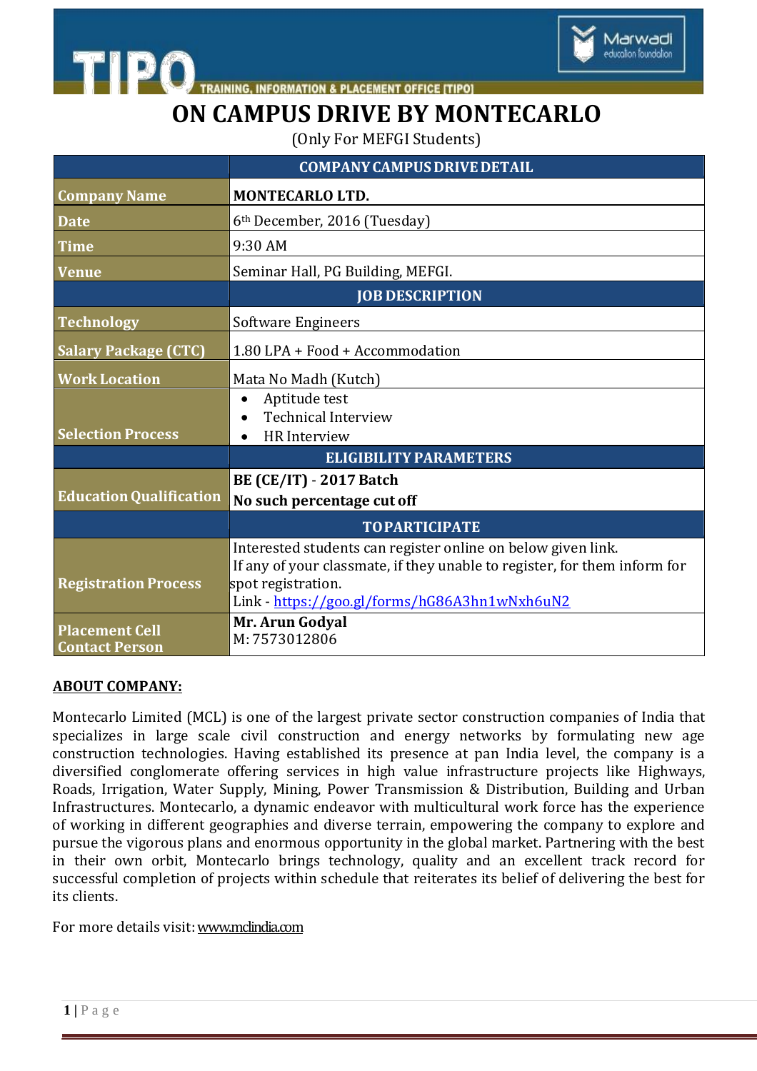TRAINING, INFORMATION & PLACEMENT OFFICE [TIPO]

# ON CAMPUS DRIVE BY MONTECARLO

(Only For MEFGI Students)

| | COMPANY CAMPUS DRIVE DETAIL |
|---|---|
| **Company Name** | **MONTECARLO LTD.** |
| **Date** | 6th December, 2016 (Tuesday) |
| **Time** | 9:30 AM |
| **Venue** | Seminar Hall, PG Building, MEFGI. |
| | **JOB DESCRIPTION** |
| **Technology** | Software Engineers |
| **Salary Package (CTC)** | 1.80 LPA + Food + Accommodation |
| **Work Location** | Mata No Madh (Kutch) |
| **Selection Process** | • Aptitude test<br>• Technical Interview<br>• HR Interview |
| | **ELIGIBILITY PARAMETERS** |
| **Education Qualification** | **BE (CE/IT) - 2017 Batch**<br>**No such percentage cut off** |
| | **TO PARTICIPATE** |
| **Registration Process** | Interested students can register online on below given link.<br>If any of your classmate, if they unable to register, for them inform for spot registration.<br>Link - https://goo.gl/forms/hG86A3hn1wNxh6uN2 |
| **Placement Cell Contact Person** | **Mr. Arun Godyal**<br>M: 7573012806 |

## ABOUT COMPANY:

Montecarlo Limited (MCL) is one of the largest private sector construction companies of India that specializes in large scale civil construction and energy networks by formulating new age construction technologies. Having established its presence at pan India level, the company is a diversified conglomerate offering services in high value infrastructure projects like Highways, Roads, Irrigation, Water Supply, Mining, Power Transmission & Distribution, Building and Urban Infrastructures. Montecarlo, a dynamic endeavor with multicultural work force has the experience of working in different geographies and diverse terrain, empowering the company to explore and pursue the vigorous plans and enormous opportunity in the global market. Partnering with the best in their own orbit, Montecarlo brings technology, quality and an excellent track record for successful completion of projects within schedule that reiterates its belief of delivering the best for its clients.

For more details visit: www.mclindia.com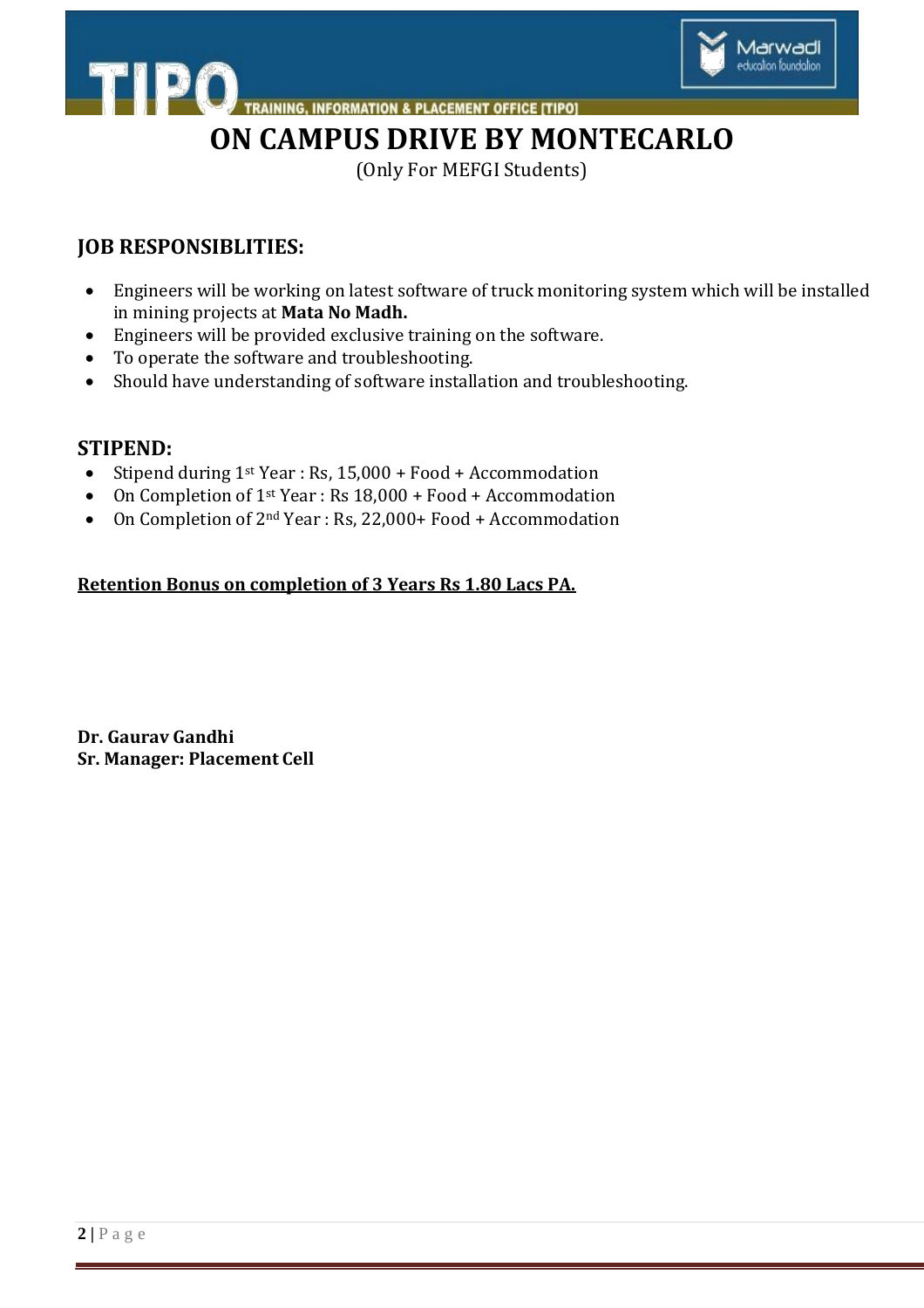# ON CAMPUS DRIVE BY MONTECARLO

(Only For MEFGI Students)

## JOB RESPONSIBLITIES:

- Engineers will be working on latest software of truck monitoring system which will be installed in mining projects at **Mata No Madh.**
- Engineers will be provided exclusive training on the software.
- To operate the software and troubleshooting.
- Should have understanding of software installation and troubleshooting.

## STIPEND:

- Stipend during 1st Year : Rs, 15,000 + Food + Accommodation
- On Completion of 1st Year : Rs 18,000 + Food + Accommodation
- On Completion of 2nd Year : Rs, 22,000+ Food + Accommodation

**Retention Bonus on completion of 3 Years Rs 1.80 Lacs PA.**

**Dr. Gaurav Gandhi**
**Sr. Manager: Placement Cell**